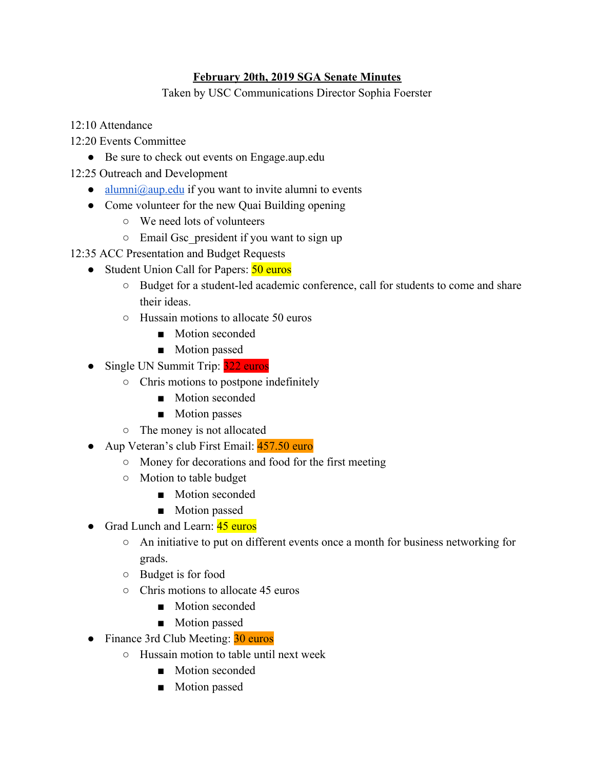**February 20th, 2019 SGA Senate Minutes**

Taken by USC Communications Director Sophia Foerster

12:10 Attendance

12:20 Events Committee

- Be sure to check out events on Engage.aup.edu

12:25 Outreach and Development

- alumni@aup.edu if you want to invite alumni to events
- Come volunteer for the new Quai Building opening
    - We need lots of volunteers
    - Email Gsc_president if you want to sign up

12:35 ACC Presentation and Budget Requests

- Student Union Call for Papers: 50 euros
    - Budget for a student-led academic conference, call for students to come and share their ideas.
    - Hussain motions to allocate 50 euros
        - Motion seconded
        - Motion passed
- Single UN Summit Trip: 322 euros
    - Chris motions to postpone indefinitely
        - Motion seconded
        - Motion passes
    - The money is not allocated
- Aup Veteran's club First Email: 457.50 euro
    - Money for decorations and food for the first meeting
    - Motion to table budget
        - Motion seconded
        - Motion passed
- Grad Lunch and Learn: 45 euros
    - An initiative to put on different events once a month for business networking for grads.
    - Budget is for food
    - Chris motions to allocate 45 euros
        - Motion seconded
        - Motion passed
- Finance 3rd Club Meeting: 30 euros
    - Hussain motion to table until next week
        - Motion seconded
        - Motion passed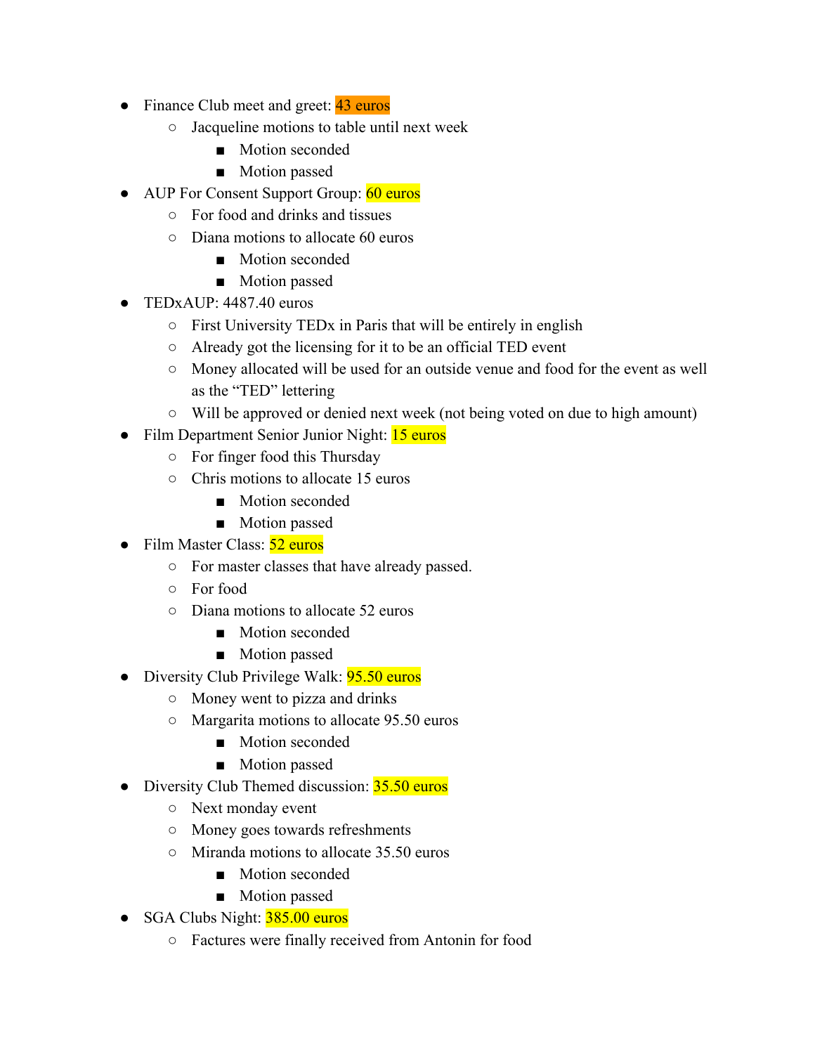- Finance Club meet and greet: 43 euros
  - Jacqueline motions to table until next week
    - Motion seconded
    - Motion passed
- AUP For Consent Support Group: 60 euros
  - For food and drinks and tissues
  - Diana motions to allocate 60 euros
    - Motion seconded
    - Motion passed
- TEDxAUP: 4487.40 euros
  - First University TEDx in Paris that will be entirely in english
  - Already got the licensing for it to be an official TED event
  - Money allocated will be used for an outside venue and food for the event as well as the "TED" lettering
  - Will be approved or denied next week (not being voted on due to high amount)
- Film Department Senior Junior Night: 15 euros
  - For finger food this Thursday
  - Chris motions to allocate 15 euros
    - Motion seconded
    - Motion passed
- Film Master Class: 52 euros
  - For master classes that have already passed.
  - For food
  - Diana motions to allocate 52 euros
    - Motion seconded
    - Motion passed
- Diversity Club Privilege Walk: 95.50 euros
  - Money went to pizza and drinks
  - Margarita motions to allocate 95.50 euros
    - Motion seconded
    - Motion passed
- Diversity Club Themed discussion: 35.50 euros
  - Next monday event
  - Money goes towards refreshments
  - Miranda motions to allocate 35.50 euros
    - Motion seconded
    - Motion passed
- SGA Clubs Night: 385.00 euros
  - Factures were finally received from Antonin for food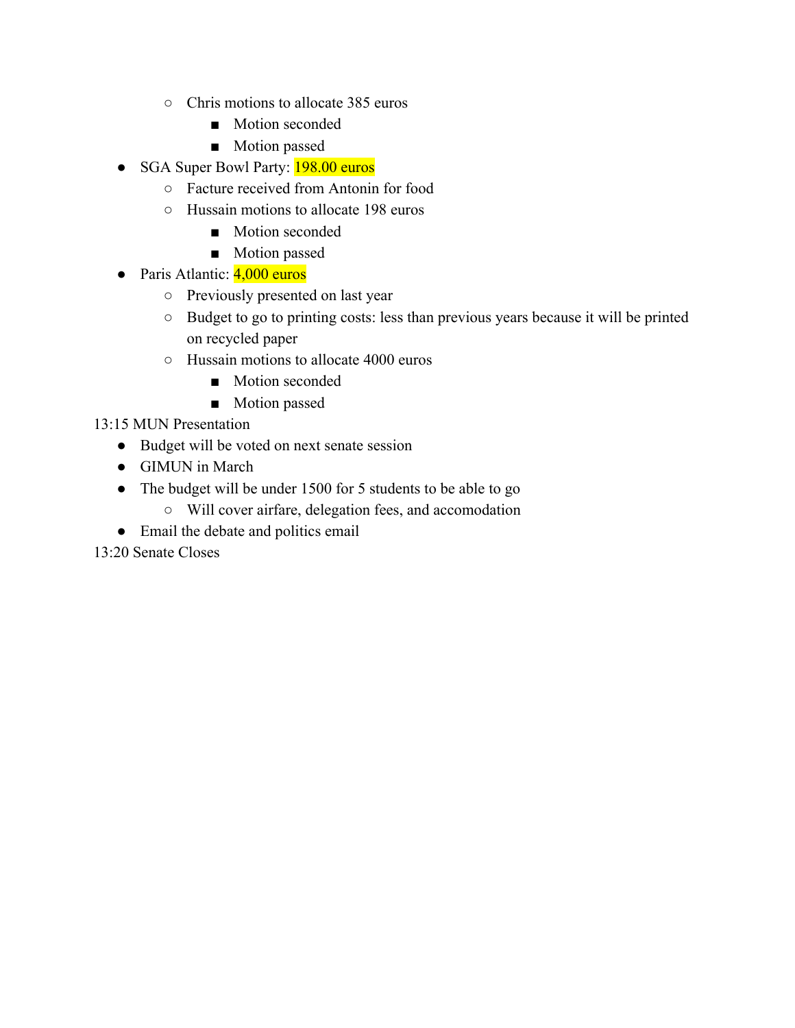- Chris motions to allocate 385 euros
        - Motion seconded
        - Motion passed
- SGA Super Bowl Party: 198.00 euros
    - Facture received from Antonin for food
    - Hussain motions to allocate 198 euros
        - Motion seconded
        - Motion passed
- Paris Atlantic: 4,000 euros
    - Previously presented on last year
    - Budget to go to printing costs: less than previous years because it will be printed on recycled paper
    - Hussain motions to allocate 4000 euros
        - Motion seconded
        - Motion passed

13:15 MUN Presentation

- Budget will be voted on next senate session
- GIMUN in March
- The budget will be under 1500 for 5 students to be able to go
    - Will cover airfare, delegation fees, and accomodation
- Email the debate and politics email

13:20 Senate Closes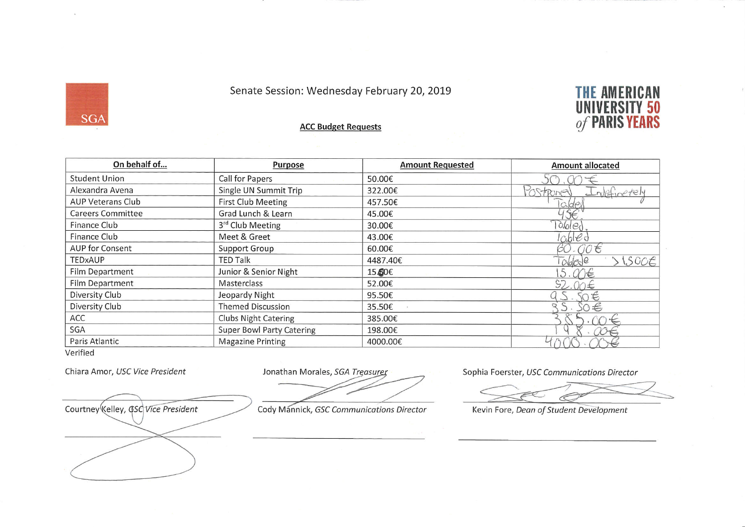Senate Session: Wednesday February 20, 2019

**ACC Budget Requests**

| On behalf of… | Purpose | Amount Requested | Amount allocated |
| --- | --- | --- | --- |
| Student Union | Call for Papers | 50.00€ | 50.00€ |
| Alexandra Avena | Single UN Summit Trip | 322.00€ | Postponed Indefinetely |
| AUP Veterans Club | First Club Meeting | 457.50€ | Tabled |
| Careers Committee | Grad Lunch & Learn | 45.00€ | 45€ |
| Finance Club | 3rd Club Meeting | 30.00€ | Tabled |
| Finance Club | Meet & Greet | 43.00€ | Tabled |
| AUP for Consent | Support Group | 60.00€ | 60.00€ |
| TEDxAUP | TED Talk | 4487.40€ | Tabled > 1500€ |
| Film Department | Junior & Senior Night | 15.00€ | 15.00€ |
| Film Department | Masterclass | 52.00€ | 52.00€ |
| Diversity Club | Jeopardy Night | 95.50€ | 95.50€ |
| Diversity Club | Themed Discussion | 35.50€ | 35.50€ |
| ACC | Clubs Night Catering | 385.00€ | 385.00€ |
| SGA | Super Bowl Party Catering | 198.00€ | 198.00€ |
| Paris Atlantic | Magazine Printing | 4000.00€ | 4000.00€ |

Verified

Chiara Amor, *USC Vice President*

Jonathan Morales, *SGA Treasurer*

Sophia Foerster, *USC Communications Director*

Courtney Kelley, *GSC Vice President*

Cody Mannick, *GSC Communications Director*

Kevin Fore, *Dean of Student Development*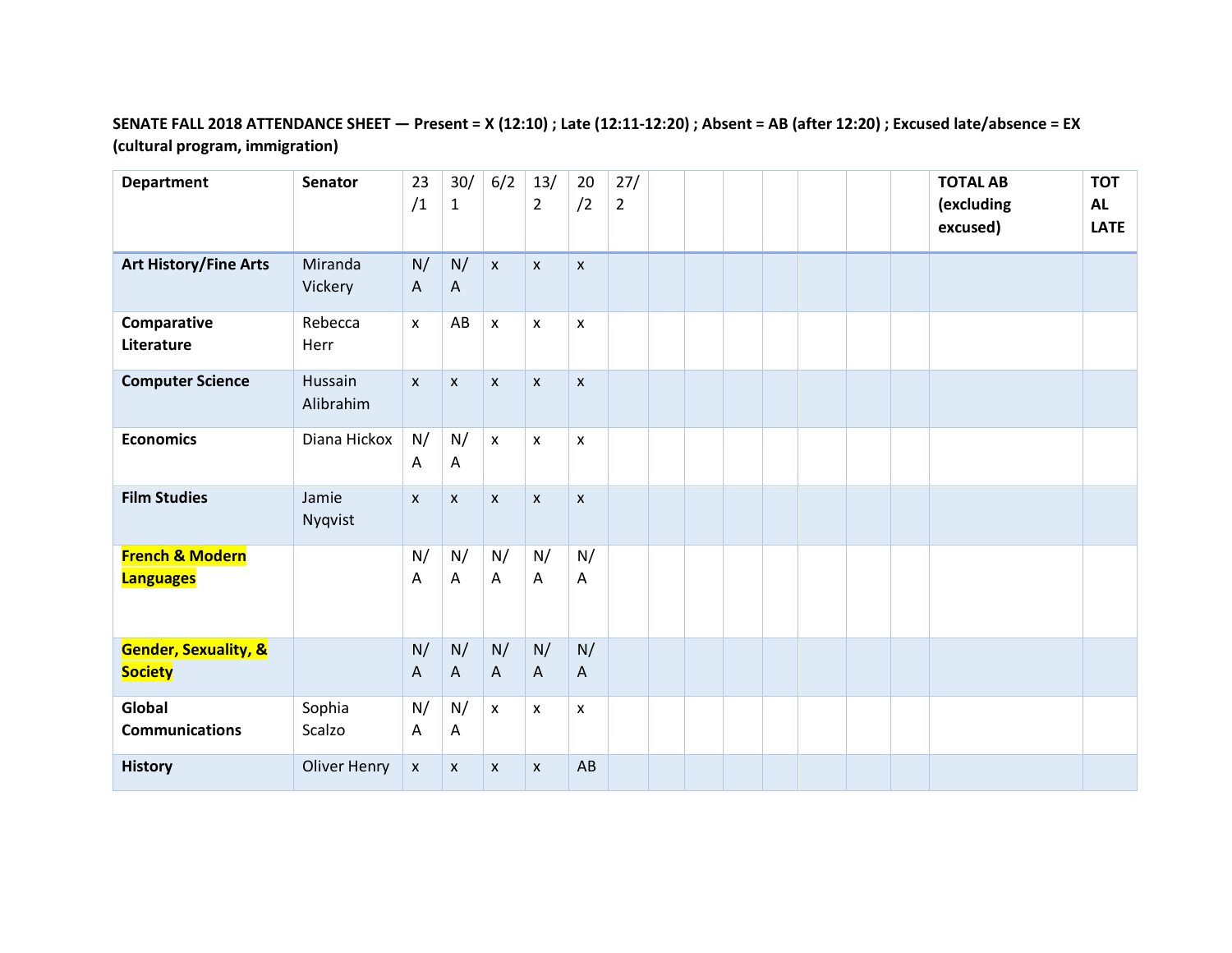**SENATE FALL 2018 ATTENDANCE SHEET — Present = X (12:10) ; Late (12:11-12:20) ; Absent = AB (after 12:20) ; Excused late/absence = EX (cultural program, immigration)**

| Department | Senator | 23/1 | 30/1 | 6/2 | 13/2 | 20/2 | 27/2 | | | | | | | TOTAL AB (excluding excused) | TOTAL LATE |
|---|---|---|---|---|---|---|---|---|---|---|---|---|---|---|---|
| **Art History/Fine Arts** | Miranda Vickery | N/A | N/A | x | x | x | | | | | | | | | |
| **Comparative Literature** | Rebecca Herr | x | AB | x | x | x | | | | | | | | | |
| **Computer Science** | Hussain Alibrahim | x | x | x | x | x | | | | | | | | | |
| **Economics** | Diana Hickox | N/A | N/A | x | x | x | | | | | | | | | |
| **Film Studies** | Jamie Nyqvist | x | x | x | x | x | | | | | | | | | |
| **French & Modern Languages** | | N/A | N/A | N/A | N/A | N/A | | | | | | | | | |
| **Gender, Sexuality, & Society** | | N/A | N/A | N/A | N/A | N/A | | | | | | | | | |
| **Global Communications** | Sophia Scalzo | N/A | N/A | x | x | x | | | | | | | | | |
| **History** | Oliver Henry | x | x | x | x | AB | | | | | | | | | |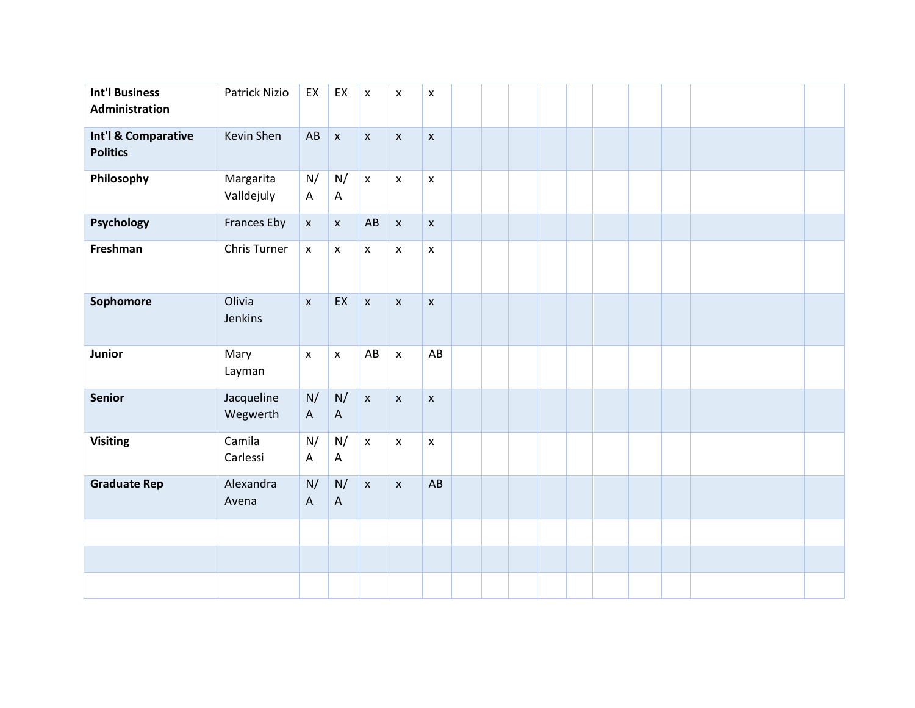| | | | | | | | | | | | | | | | | |
|---|---|---|---|---|---|---|---|---|---|---|---|---|---|---|---|---|
| **Int'l Business Administration** | Patrick Nizio | EX | EX | x | x | x | | | | | | | | | | |
| **Int'l & Comparative Politics** | Kevin Shen | AB | x | x | x | x | | | | | | | | | | |
| **Philosophy** | Margarita Valldejuly | N/A | N/A | x | x | x | | | | | | | | | | |
| **Psychology** | Frances Eby | x | x | AB | x | x | | | | | | | | | | |
| **Freshman** | Chris Turner | x | x | x | x | x | | | | | | | | | | |
| **Sophomore** | Olivia Jenkins | x | EX | x | x | x | | | | | | | | | | |
| **Junior** | Mary Layman | x | x | AB | x | AB | | | | | | | | | | |
| **Senior** | Jacqueline Wegwerth | N/A | N/A | x | x | x | | | | | | | | | | |
| **Visiting** | Camila Carlessi | N/A | N/A | x | x | x | | | | | | | | | | |
| **Graduate Rep** | Alexandra Avena | N/A | N/A | x | x | AB | | | | | | | | | | |
| | | | | | | | | | | | | | | | | |
| | | | | | | | | | | | | | | | | |
| | | | | | | | | | | | | | | | | |